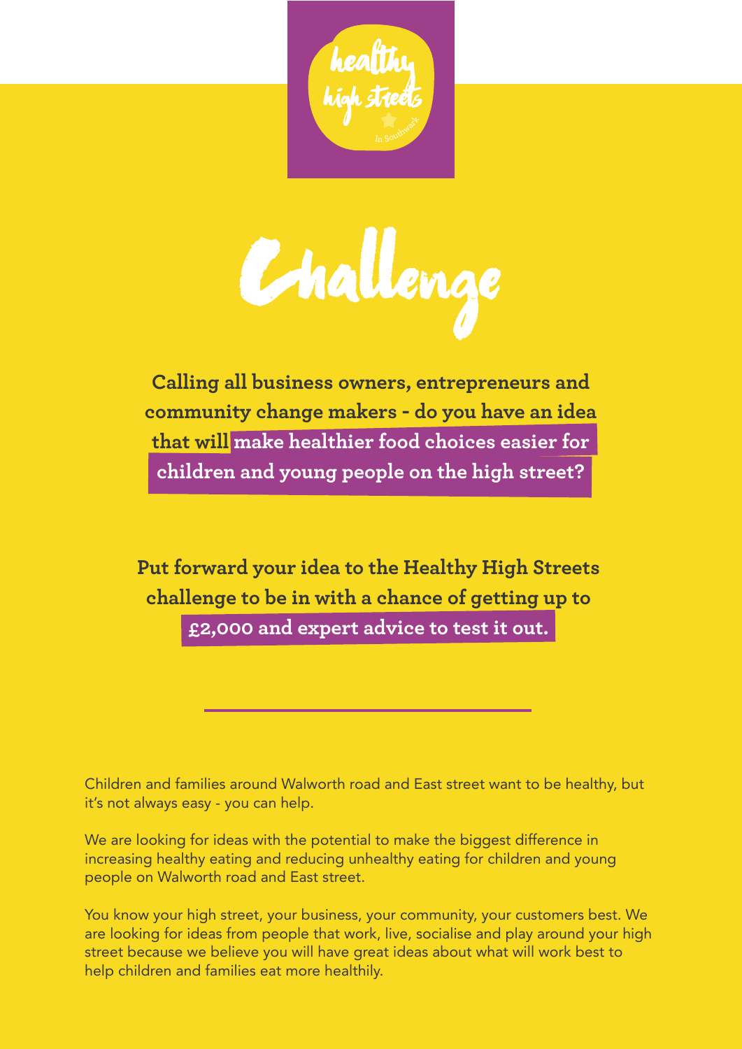healthy high streets
In Southwark

# Challenge

**Calling all business owners, entrepreneurs and community change makers - do you have an idea that will make healthier food choices easier for children and young people on the high street?**

**Put forward your idea to the Healthy High Streets challenge to be in with a chance of getting up to £2,000 and expert advice to test it out.**

---

Children and families around Walworth road and East street want to be healthy, but it's not always easy - you can help.

We are looking for ideas with the potential to make the biggest difference in increasing healthy eating and reducing unhealthy eating for children and young people on Walworth road and East street.

You know your high street, your business, your community, your customers best. We are looking for ideas from people that work, live, socialise and play around your high street because we believe you will have great ideas about what will work best to help children and families eat more healthily.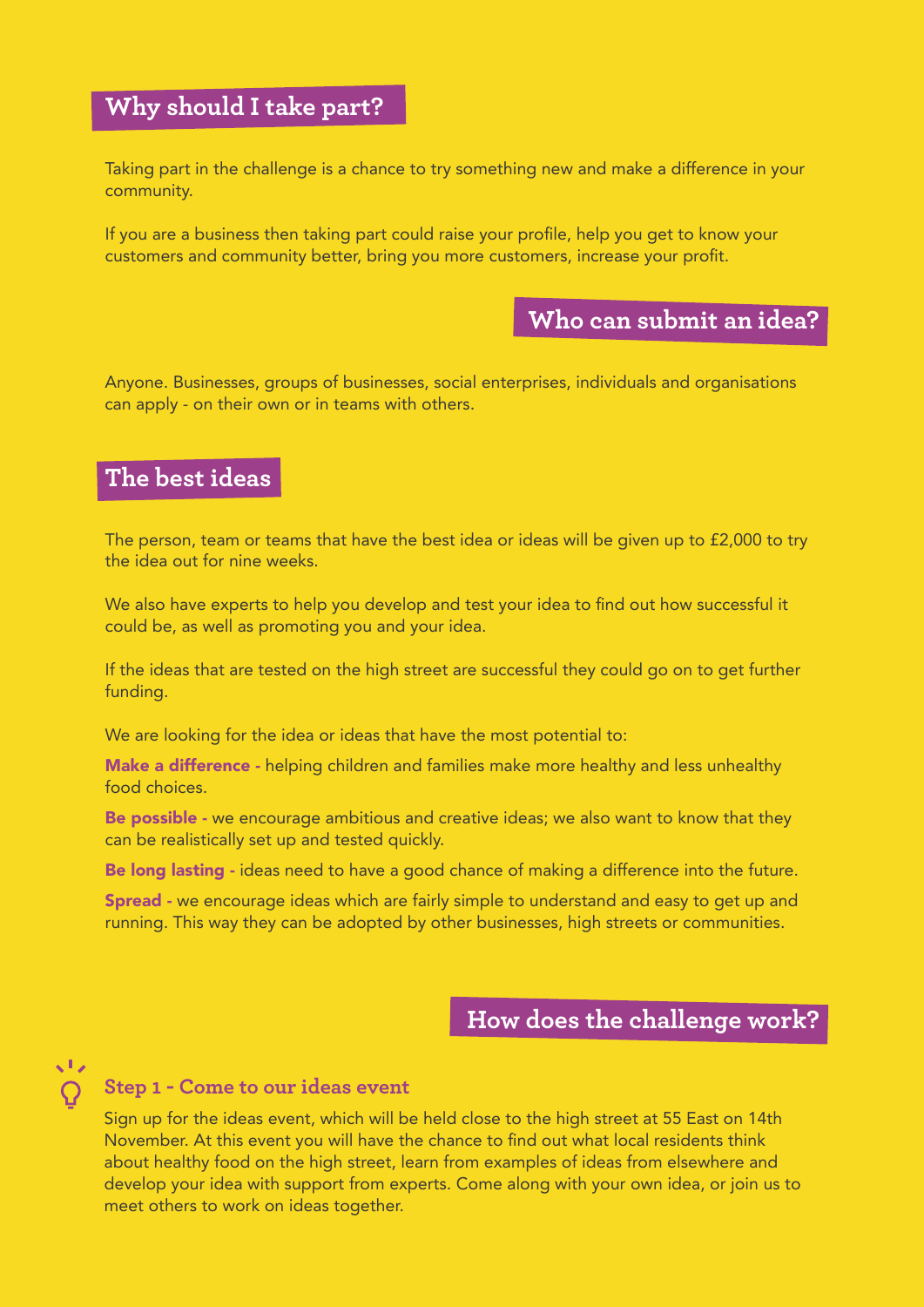## Why should I take part?

Taking part in the challenge is a chance to try something new and make a difference in your community.

If you are a business then taking part could raise your profile, help you get to know your customers and community better, bring you more customers, increase your profit.

## Who can submit an idea?

Anyone. Businesses, groups of businesses, social enterprises, individuals and organisations can apply - on their own or in teams with others.

## The best ideas

The person, team or teams that have the best idea or ideas will be given up to £2,000 to try the idea out for nine weeks.

We also have experts to help you develop and test your idea to find out how successful it could be, as well as promoting you and your idea.

If the ideas that are tested on the high street are successful they could go on to get further funding.

We are looking for the idea or ideas that have the most potential to:

**Make a difference** - helping children and families make more healthy and less unhealthy food choices.

**Be possible** - we encourage ambitious and creative ideas; we also want to know that they can be realistically set up and tested quickly.

**Be long lasting** - ideas need to have a good chance of making a difference into the future.

**Spread** - we encourage ideas which are fairly simple to understand and easy to get up and running. This way they can be adopted by other businesses, high streets or communities.

## How does the challenge work?

### Step 1 - Come to our ideas event

Sign up for the ideas event, which will be held close to the high street at 55 East on 14th November. At this event you will have the chance to find out what local residents think about healthy food on the high street, learn from examples of ideas from elsewhere and develop your idea with support from experts. Come along with your own idea, or join us to meet others to work on ideas together.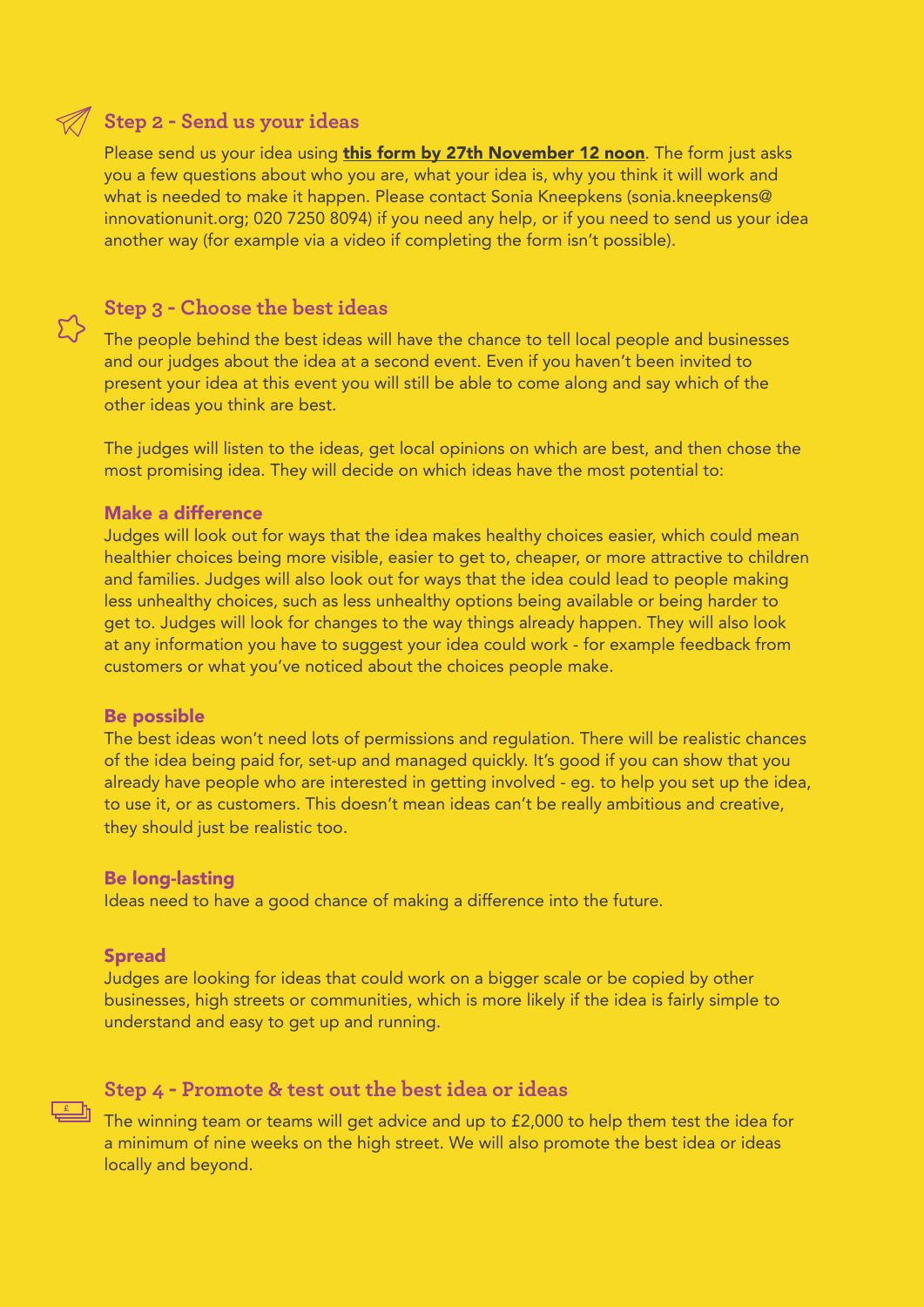## Step 2 - Send us your ideas

Please send us your idea using **this form by 27th November 12 noon**. The form just asks you a few questions about who you are, what your idea is, why you think it will work and what is needed to make it happen. Please contact Sonia Kneepkens (sonia.kneepkens@innovationunit.org; 020 7250 8094) if you need any help, or if you need to send us your idea another way (for example via a video if completing the form isn't possible).

## Step 3 - Choose the best ideas

The people behind the best ideas will have the chance to tell local people and businesses and our judges about the idea at a second event. Even if you haven't been invited to present your idea at this event you will still be able to come along and say which of the other ideas you think are best.

The judges will listen to the ideas, get local opinions on which are best, and then chose the most promising idea. They will decide on which ideas have the most potential to:

### Make a difference

Judges will look out for ways that the idea makes healthy choices easier, which could mean healthier choices being more visible, easier to get to, cheaper, or more attractive to children and families. Judges will also look out for ways that the idea could lead to people making less unhealthy choices, such as less unhealthy options being available or being harder to get to. Judges will look for changes to the way things already happen. They will also look at any information you have to suggest your idea could work - for example feedback from customers or what you've noticed about the choices people make.

### Be possible

The best ideas won't need lots of permissions and regulation. There will be realistic chances of the idea being paid for, set-up and managed quickly. It's good if you can show that you already have people who are interested in getting involved - eg. to help you set up the idea, to use it, or as customers. This doesn't mean ideas can't be really ambitious and creative, they should just be realistic too.

### Be long-lasting

Ideas need to have a good chance of making a difference into the future.

### Spread

Judges are looking for ideas that could work on a bigger scale or be copied by other businesses, high streets or communities, which is more likely if the idea is fairly simple to understand and easy to get up and running.

## Step 4 - Promote & test out the best idea or ideas

The winning team or teams will get advice and up to £2,000 to help them test the idea for a minimum of nine weeks on the high street. We will also promote the best idea or ideas locally and beyond.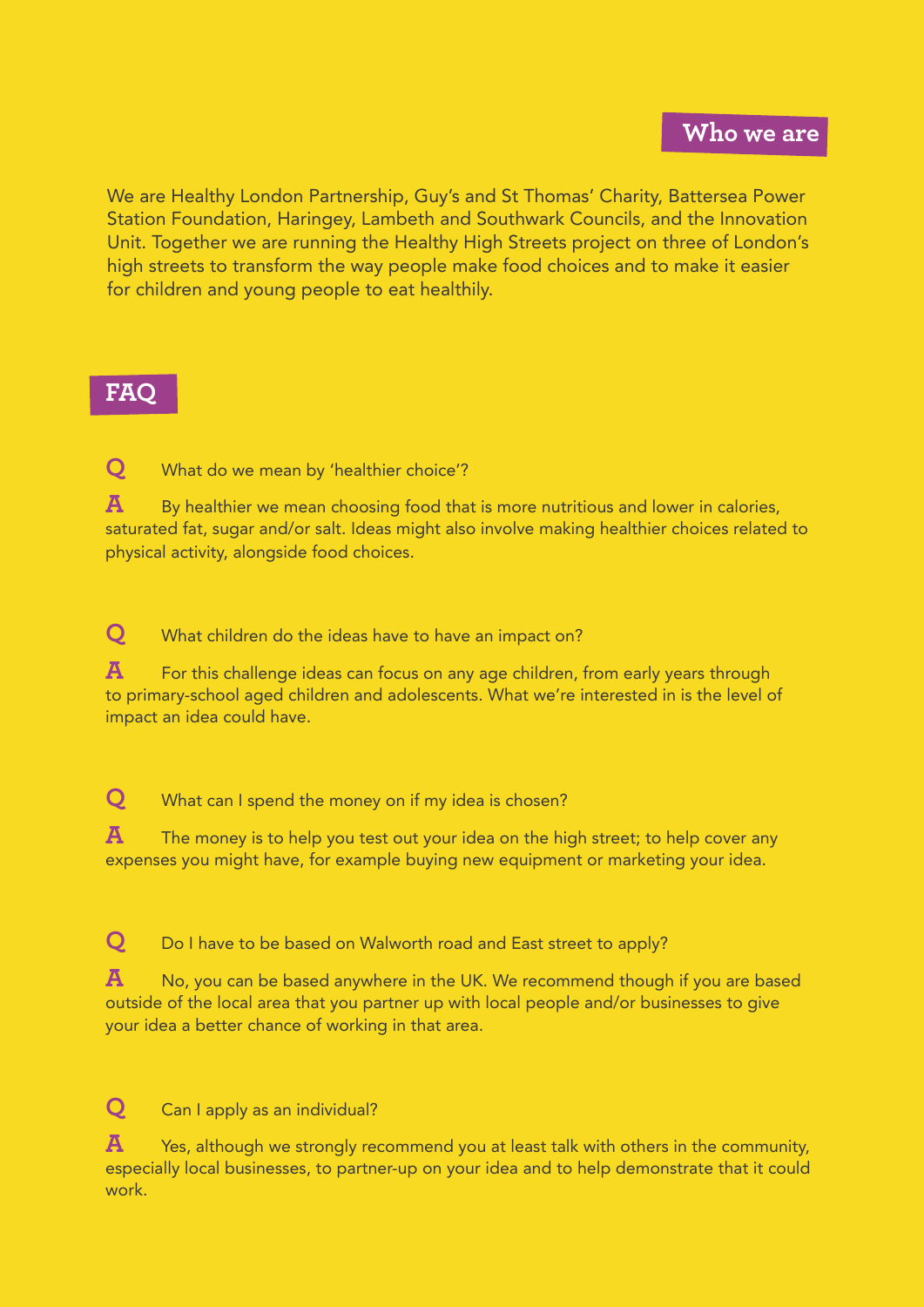## Who we are

We are Healthy London Partnership, Guy's and St Thomas' Charity, Battersea Power Station Foundation, Haringey, Lambeth and Southwark Councils, and the Innovation Unit. Together we are running the Healthy High Streets project on three of London's high streets to transform the way people make food choices and to make it easier for children and young people to eat healthily.

## FAQ

**Q** What do we mean by 'healthier choice'?

**A** By healthier we mean choosing food that is more nutritious and lower in calories, saturated fat, sugar and/or salt. Ideas might also involve making healthier choices related to physical activity, alongside food choices.

**Q** What children do the ideas have to have an impact on?

**A** For this challenge ideas can focus on any age children, from early years through to primary-school aged children and adolescents. What we're interested in is the level of impact an idea could have.

**Q** What can I spend the money on if my idea is chosen?

**A** The money is to help you test out your idea on the high street; to help cover any expenses you might have, for example buying new equipment or marketing your idea.

**Q** Do I have to be based on Walworth road and East street to apply?

**A** No, you can be based anywhere in the UK. We recommend though if you are based outside of the local area that you partner up with local people and/or businesses to give your idea a better chance of working in that area.

**Q** Can I apply as an individual?

**A** Yes, although we strongly recommend you at least talk with others in the community, especially local businesses, to partner-up on your idea and to help demonstrate that it could work.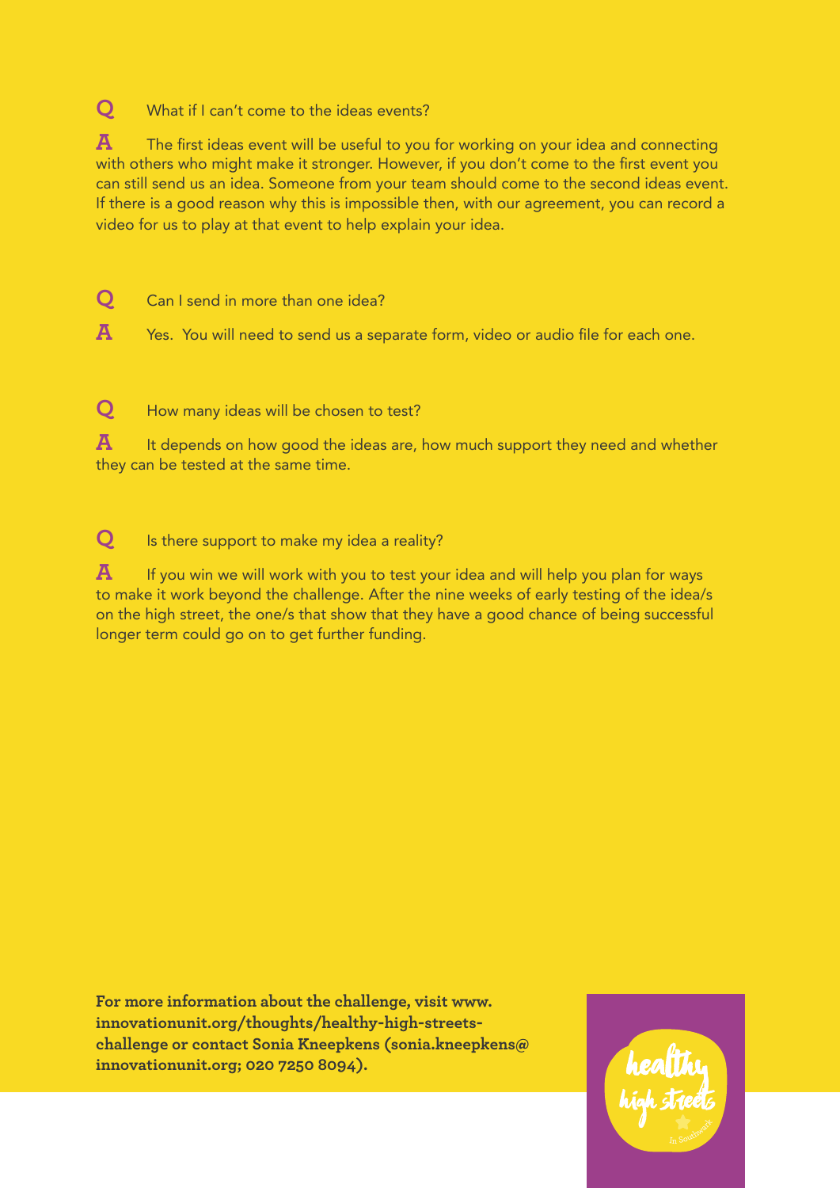**Q** What if I can't come to the ideas events?

**A** The first ideas event will be useful to you for working on your idea and connecting with others who might make it stronger. However, if you don't come to the first event you can still send us an idea. Someone from your team should come to the second ideas event. If there is a good reason why this is impossible then, with our agreement, you can record a video for us to play at that event to help explain your idea.

**Q** Can I send in more than one idea?

**A** Yes. You will need to send us a separate form, video or audio file for each one.

**Q** How many ideas will be chosen to test?

**A** It depends on how good the ideas are, how much support they need and whether they can be tested at the same time.

**Q** Is there support to make my idea a reality?

**A** If you win we will work with you to test your idea and will help you plan for ways to make it work beyond the challenge. After the nine weeks of early testing of the idea/s on the high street, the one/s that show that they have a good chance of being successful longer term could go on to get further funding.

**For more information about the challenge, visit www.innovationunit.org/thoughts/healthy-high-streets-challenge or contact Sonia Kneepkens (sonia.kneepkens@innovationunit.org; 020 7250 8094).**

healthy high streets in Southwark